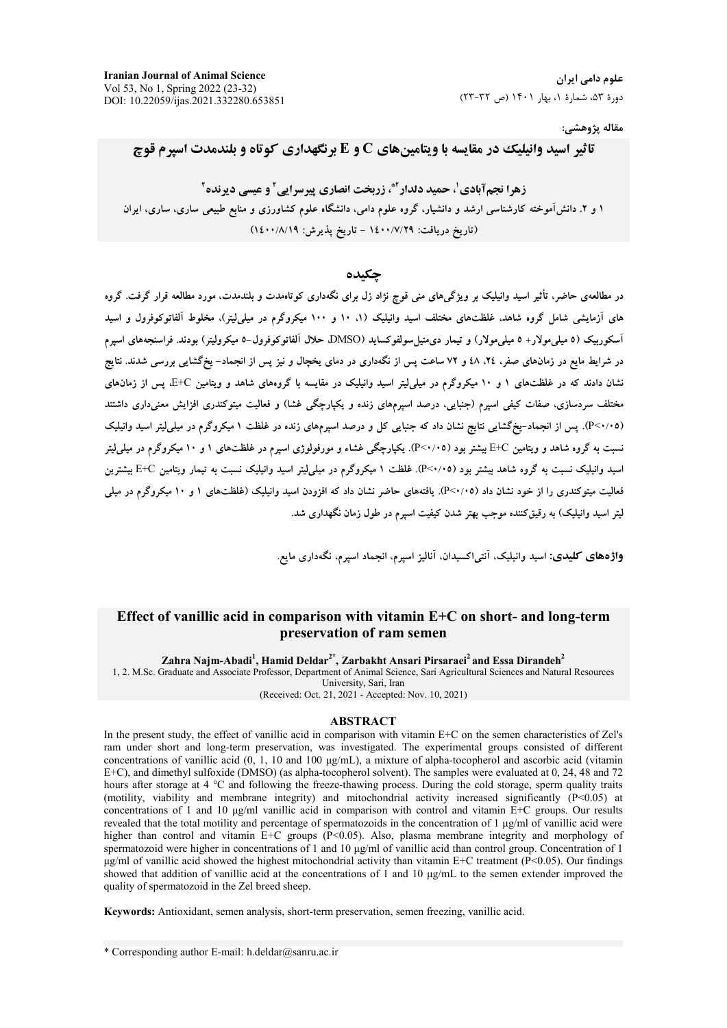مقاله پژوهشی:

# تاثیر اسید وانیلیک در مقایسه با ویتامین‌های C و E برنگهداری کوتاه و بلندمدت اسپرم قوچ

**زهرا نجم‌آبادی[1]، حمید دلدار[2]*، زربخت انصاری پیرسرایی[2] و عیسی دیرنده[2]**

۱ و ۲. دانش‌آموخته کارشناسی ارشد و دانشیار، گروه علوم دامی، دانشگاه علوم کشاورزی و منابع طبیعی ساری، ساری، ایران

(تاریخ دریافت: ۱۴۰۰/۷/۲۹ - تاریخ پذیرش: ۱۴۰۰/۸/۱۹)

## چکیده

در مطالعه‌ی حاضر، تأثیر اسید وانیلیک بر ویژگی‌های منی قوچ نژاد زل برای نگه‌داری کوتاه‌مدت و بلندمدت، مورد مطالعه قرار گرفت. گروه های آزمایشی شامل گروه شاهد، غلظت‌های مختلف اسید وانیلیک (۱، ۱۰ و ۱۰۰ میکروگرم در میلی‌لیتر)، مخلوط آلفاتوکوفرول و اسید آسکوربیک (۵ میلی‌مولار+ ۵ میلی‌مولار) و تیمار دی‌متیل‌سولفوکساید (DMSO، حلال آلفاتوکوفرول-۵ میکرولیتر) بودند. فراسنجه‌های اسپرم در شرایط مایع در زمان‌های صفر، ۲۴، ۴۸ و ۷۲ ساعت پس از نگه‌داری در دمای یخچال و نیز پس از انجماد- یخ‌گشایی بررسی شدند. نتایج نشان دادند که در غلظت‌های ۱ و ۱۰ میکروگرم در میلی‌لیتر اسید وانیلیک در مقایسه با گروه‌های شاهد و ویتامین E+C، پس از زمان‌های مختلف سردسازی، صفات کیفی اسپرم (جنبایی، درصد اسپرم‌های زنده و یکپارچگی غشا) و فعالیت میتوکندری افزایش معنی‌داری داشتند (P<۰/۰۵). پس از انجماد-یخ‌گشایی نتایج نشان داد که جنبایی کل و درصد اسپرم‌های زنده در غلظت ۱ میکروگرم در میلی‌لیتر اسید وانیلیک نسبت به گروه شاهد و ویتامین E+C بیشتر بود (P<۰/۰۵). یکپارچگی غشاء و مورفولوژی اسپرم در غلظت‌های ۱ و ۱۰ میکروگرم در میلی‌لیتر اسید وانیلیک نسبت به گروه شاهد بیشتر بود (P<۰/۰۵). غلظت ۱ میکروگرم در میلی‌لیتر اسید وانیلیک نسبت به تیمار ویتامین E+C بیشترین فعالیت میتوکندری را از خود نشان داد (P<۰/۰۵). یافته‌های حاضر نشان داد که افزودن اسید وانیلیک (غلظت‌های ۱ و ۱۰ میکروگرم در میلی لیتر اسید وانیلیک) به رقیق‌کننده موجب بهتر شدن کیفیت اسپرم در طول زمان نگهداری شد.

**واژه‌های کلیدی:** اسید وانیلیک، آنتی‌اکسیدان، آنالیز اسپرم، انجماد اسپرم، نگه‌داری مایع.

# Effect of vanillic acid in comparison with vitamin E+C on short- and long-term preservation of ram semen

**Zahra Najm-Abadi[1], Hamid Deldar[2]*, Zarbakht Ansari Pirsaraei[2] and Essa Dirandeh[2]**

1, 2. M.Sc. Graduate and Associate Professor, Department of Animal Science, Sari Agricultural Sciences and Natural Resources University, Sari, Iran

(Received: Oct. 21, 2021 - Accepted: Nov. 10, 2021)

## ABSTRACT

In the present study, the effect of vanillic acid in comparison with vitamin E+C on the semen characteristics of Zel's ram under short and long-term preservation, was investigated. The experimental groups consisted of different concentrations of vanillic acid (0, 1, 10 and 100 µg/mL), a mixture of alpha-tocopherol and ascorbic acid (vitamin E+C), and dimethyl sulfoxide (DMSO) (as alpha-tocopherol solvent). The samples were evaluated at 0, 24, 48 and 72 hours after storage at 4 °C and following the freeze-thawing process. During the cold storage, sperm quality traits (motility, viability and membrane integrity) and mitochondrial activity increased significantly ($P<0.05$) at concentrations of 1 and 10 µg/ml vanillic acid in comparison with control and vitamin E+C groups. Our results revealed that the total motility and percentage of spermatozoids in the concentration of 1 µg/ml of vanillic acid were higher than control and vitamin E+C groups ($P<0.05$). Also, plasma membrane integrity and morphology of spermatozoid were higher in concentrations of 1 and 10 µg/ml of vanillic acid than control group. Concentration of 1 µg/ml of vanillic acid showed the highest mitochondrial activity than vitamin E+C treatment ($P<0.05$). Our findings showed that addition of vanillic acid at the concentrations of 1 and 10 µg/mL to the semen extender improved the quality of spermatozoid in the Zel breed sheep.

**Keywords:** Antioxidant, semen analysis, short-term preservation, semen freezing, vanillic acid.

* Corresponding author E-mail: h.deldar@sanru.ac.ir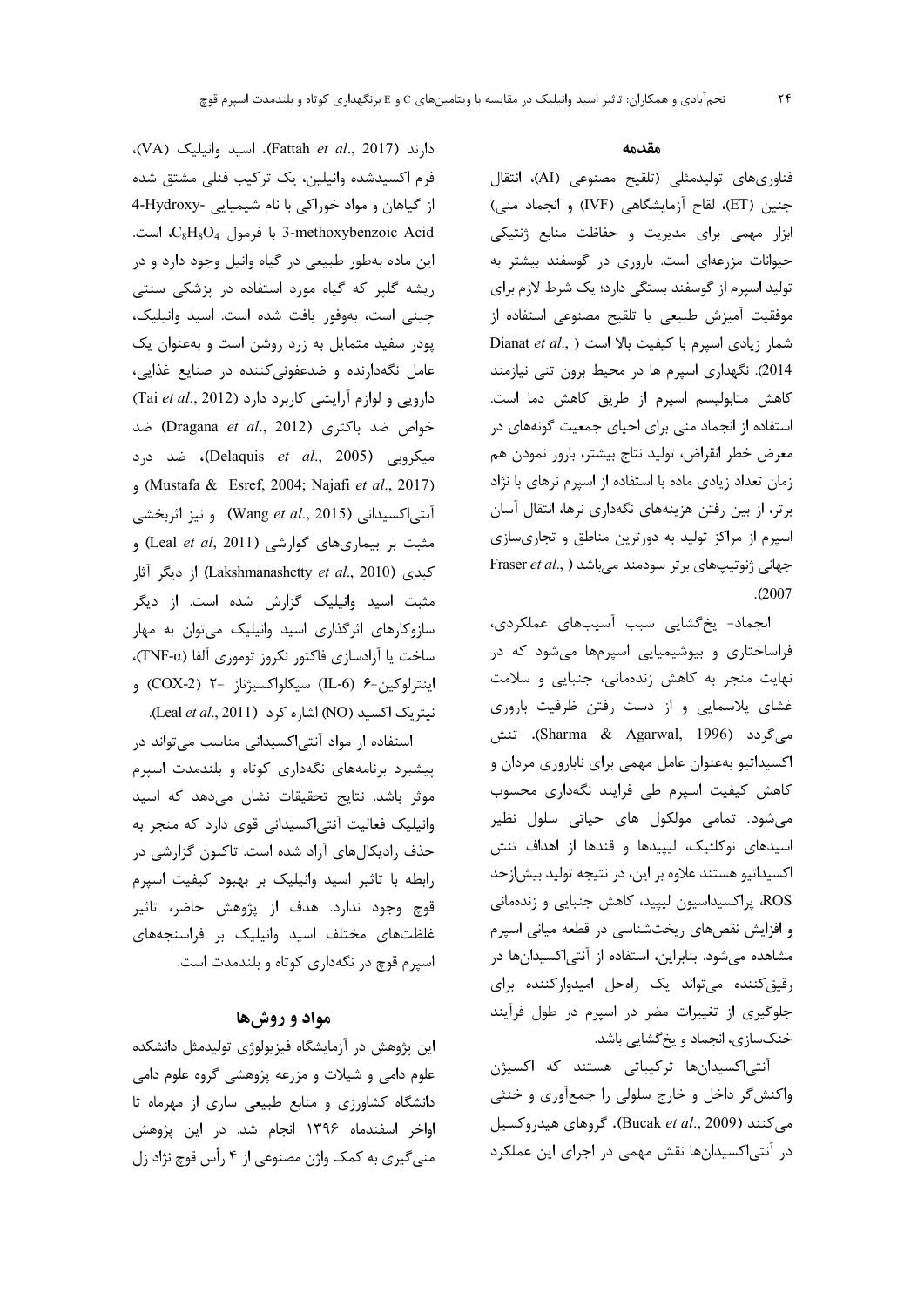## مقدمه

فناوری‌های تولیدمثلی (تلقیح مصنوعی (AI)، انتقال جنین (ET)، لقاح آزمایشگاهی (IVF) و انجماد منی) ابزار مهمی برای مدیریت و حفاظت منابع ژنتیکی حیوانات مزرعه‌ای است. باروری در گوسفند بیشتر به تولید اسپرم از گوسفند بستگی دارد؛ یک شرط لازم برای موفقیت آمیزش طبیعی یا تلقیح مصنوعی استفاده از شمار زیادی اسپرم با کیفیت بالا است (Dianat *et al*., 2014). نگهداری اسپرم ها در محیط برون تنی نیازمند کاهش متابولیسم اسپرم از طریق کاهش دما است. استفاده از انجماد منی برای احیای جمعیت گونه‌های در معرض خطر انقراض، تولید نتاج بیشتر، بارور نمودن هم زمان تعداد زیادی ماده با استفاده از اسپرم نرهای با نژاد برتر، از بین رفتن هزینه‌های نگه‌داری نرها، انتقال آسان اسپرم از مراکز تولید به دورترین مناطق و تجاری‌سازی جهانی ژنوتیپ‌های برتر سودمند می‌باشد (Fraser *et al*., 2007).

انجماد- یخ‌گشایی سبب آسیب‌های عملکردی، فراساختاری و بیوشیمیایی اسپرم‌ها می‌شود که در نهایت منجر به کاهش زنده‌مانی، جنبایی و سلامت غشای پلاسمایی و از دست رفتن ظرفیت باروری می‌گردد (Sharma & Agarwal, 1996). تنش اکسیداتیو به‌عنوان عامل مهمی برای ناباروری مردان و کاهش کیفیت اسپرم طی فرایند نگه‌داری محسوب می‌شود. تمامی مولکول های حیاتی سلول نظیر اسیدهای نوکلئیک، لیپیدها و قندها از اهداف تنش اکسیداتیو هستند علاوه بر این، در نتیجه تولید بیش‌ازحد ROS، پراکسیداسیون لیپید، کاهش جنبایی و زنده‌مانی و افزایش نقص‌های ریخت‌شناسی در قطعه میانی اسپرم مشاهده می‌شود. بنابراین، استفاده از آنتی‌اکسیدان‌ها در رقیق‌کننده می‌تواند یک راه‌حل امیدوارکننده برای جلوگیری از تغییرات مضر در اسپرم در طول فرآیند خنک‌سازی، انجماد و یخ‌گشایی باشد.

آنتی‌اکسیدان‌ها ترکیباتی هستند که اکسیژن واکنش‌گر داخل و خارج سلولی را جمع‌آوری و خنثی می‌کنند (Bucak *et al*., 2009). گروهای هیدروکسیل در آنتی‌اکسیدان‌ها نقش مهمی در اجرای این عملکرد دارند (Fattah *et al*., 2017). اسید وانیلیک (VA)، فرم اکسیدشده وانیلین، یک ترکیب فنلی مشتق شده از گیاهان و مواد خوراکی با نام شیمیایی 4-Hydroxy-3-methoxybenzoic Acid با فرمول $C_8H_8O_4$، است. این ماده به‌طور طبیعی در گیاه وانیل وجود دارد و در ریشه گلپر که گیاه مورد استفاده در پزشکی سنتی چینی است، به‌وفور یافت شده است. اسید وانیلیک، پودر سفید متمایل به زرد روشن است و به‌عنوان یک عامل نگه‌دارنده و ضدعفونی‌کننده در صنایع غذایی، دارویی و لوازم آرایشی کاربرد دارد (Tai *et al*., 2012) خواص ضد باکتری (Dragana *et al*., 2012) ضد میکروبی (Delaquis *et al*., 2005)، ضد درد (Mustafa & Esref, 2004; Najafi *et al*., 2017) و آنتی‌اکسیدانی (Wang *et al*., 2015) و نیز اثربخشی مثبت بر بیماری‌های گوارشی (Leal *et al*, 2011) و کبدی (Lakshmanashetty *et al*., 2010) از دیگر آثار مثبت اسید وانیلیک گزارش شده است. از دیگر سازوکارهای اثرگذاری اسید وانیلیک می‌توان به مهار ساخت یا آزادسازی فاکتور نکروز توموری آلفا (TNF-α)، اینترلوکین-۶ (IL-6) سیکلواکسیژناز -۲ (COX-2) و نیتریک اکسید (NO) اشاره کرد (Leal *et al*., 2011).

استفاده از مواد آنتی‌اکسیدانی مناسب می‌تواند در پیشبرد برنامه‌های نگه‌داری کوتاه و بلندمدت اسپرم موثر باشد. نتایج تحقیقات نشان می‌دهد که اسید وانیلیک فعالیت آنتی‌اکسیدانی قوی دارد که منجر به حذف رادیکال‌های آزاد شده است. تاکنون گزارشی در رابطه با تاثیر اسید وانیلیک بر بهبود کیفیت اسپرم قوچ وجود ندارد. هدف از پژوهش حاضر، تاثیر غلظت‌های مختلف اسید وانیلیک بر فراسنجه‌های اسپرم قوچ در نگه‌داری کوتاه و بلندمدت است.

## مواد و روش‌ها

این پژوهش در آزمایشگاه فیزیولوژی تولیدمثل دانشکده علوم دامی و شیلات و مزرعه پژوهشی گروه علوم دامی دانشگاه کشاورزی و منابع طبیعی ساری از مهرماه تا اواخر اسفندماه ۱۳۹۶ انجام شد. در این پژوهش منی‌گیری به کمک واژن مصنوعی از ۴ رأس قوچ نژاد زل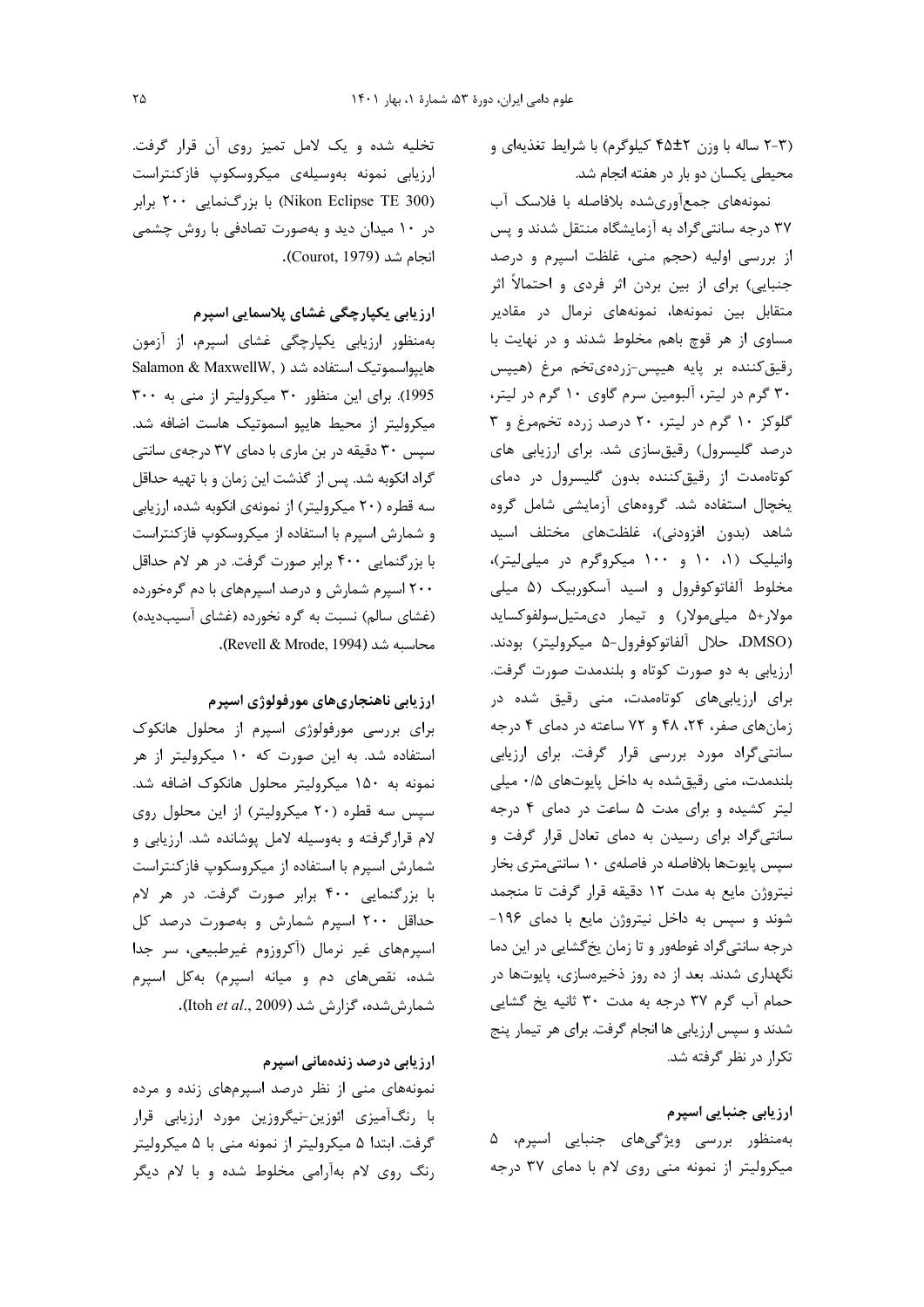(۳-۲ ساله با وزن ۲±۴۵ کیلوگرم) با شرایط تغذیه‌ای و محیطی یکسان دو بار در هفته انجام شد.

نمونه‌های جمع‌آوری‌شده بلافاصله با فلاسک آب ۳۷ درجه سانتی‌گراد به آزمایشگاه منتقل شدند و پس از بررسی اولیه (حجم منی، غلظت اسپرم و درصد جنبایی) برای از بین بردن اثر فردی و احتمالاً اثر متقابل بین نمونه‌ها، نمونه‌های نرمال در مقادیر مساوی از هر قوچ باهم مخلوط شدند و در نهایت با رقیق‌کننده بر پایه هپیس-زرده‌ی‌تخم مرغ (هپیس ۳۰ گرم در لیتر، آلبومین سرم گاوی ۱۰ گرم در لیتر، گلوکز ۱۰ گرم در لیتر، ۲۰ درصد زرده تخم‌مرغ و ۳ درصد گلیسرول) رقیق‌سازی شد. برای ارزیابی های کوتاه‌مدت از رقیق‌کننده بدون گلیسرول در دمای یخچال استفاده شد. گروه‌های آزمایشی شامل گروه شاهد (بدون افزودنی)، غلظت‌های مختلف اسید وانیلیک (۱، ۱۰ و ۱۰۰ میکروگرم در میلی‌لیتر)، مخلوط آلفاتوکوفرول و اسید آسکوربیک (۵ میلی مولار+۵ میلی‌مولار) و تیمار دی‌متیل‌سولفوکساید (DMSO، حلال آلفاتوکوفرول-۵ میکرولیتر) بودند. ارزیابی به دو صورت کوتاه و بلندمدت صورت گرفت. برای ارزیابی‌های کوتاه‌مدت، منی رقیق شده در زمان‌های صفر، ۲۴، ۴۸ و ۷۲ ساعته در دمای ۴ درجه سانتی‌گراد مورد بررسی قرار گرفت. برای ارزیابی بلندمدت، منی رقیق‌شده به داخل پایوت‌های ۰/۵ میلی لیتر کشیده و برای مدت ۵ ساعت در دمای ۴ درجه سانتی‌گراد برای رسیدن به دمای تعادل قرار گرفت و سپس پایوت‌ها بلافاصله در فاصله‌ی ۱۰ سانتی‌متری بخار نیتروژن مایع به مدت ۱۲ دقیقه قرار گرفت تا منجمد شوند و سپس به داخل نیتروژن مایع با دمای ۱۹۶- درجه سانتی‌گراد غوطه‌ور و تا زمان یخ‌گشایی در این دما نگهداری شدند. بعد از ده روز ذخیره‌سازی، پایوت‌ها در حمام آب گرم ۳۷ درجه به مدت ۳۰ ثانیه یخ گشایی شدند و سپس ارزیابی ها انجام گرفت. برای هر تیمار پنج تکرار در نظر گرفته شد.

### ارزیابی جنبایی اسپرم

به‌منظور بررسی ویژگی‌های جنبایی اسپرم، ۵ میکرولیتر از نمونه منی روی لام با دمای ۳۷ درجه تخلیه شده و یک لامل تمیز روی آن قرار گرفت. ارزیابی نمونه به‌وسیله‌ی میکروسکوپ فازکنتراست (Nikon Eclipse TE 300) با بزرگ‌نمایی ۲۰۰ برابر در ۱۰ میدان دید و به‌صورت تصادفی با روش چشمی انجام شد (Courot, 1979).

### ارزیابی یکپارچگی غشای پلاسمایی اسپرم

به‌منظور ارزیابی یکپارچگی غشای اسپرم، از آزمون هایپواسموتیک استفاده شد (Salamon & MaxwellW, 1995). برای این منظور ۳۰ میکرولیتر از منی به ۳۰۰ میکرولیتر از محیط هایپو اسموتیک هاست اضافه شد. سپس ۳۰ دقیقه در بن ماری با دمای ۳۷ درجه‌ی سانتی گراد انکوبه شد. پس از گذشت این زمان و با تهیه حداقل سه قطره (۲۰ میکرولیتر) از نمونه‌ی انکوبه شده، ارزیابی و شمارش اسپرم با استفاده از میکروسکوپ فازکنتراست با بزرگنمایی ۴۰۰ برابر صورت گرفت. در هر لام حداقل ۲۰۰ اسپرم شمارش و درصد اسپرم‌های با دم گره‌خورده (غشای سالم) نسبت به گره نخورده (غشای آسیب‌دیده) محاسبه شد (Revell & Mrode, 1994).

### ارزیابی ناهنجاری‌های مورفولوژی اسپرم

برای بررسی مورفولوژی اسپرم از محلول هانکوک استفاده شد. به این صورت که ۱۰ میکرولیتر از هر نمونه به ۱۵۰ میکرولیتر محلول هانکوک اضافه شد. سپس سه قطره (۲۰ میکرولیتر) از این محلول روی لام قرارگرفته و به‌وسیله لامل پوشانده شد. ارزیابی و شمارش اسپرم با استفاده از میکروسکوپ فازکنتراست با بزرگنمایی ۴۰۰ برابر صورت گرفت. در هر لام حداقل ۲۰۰ اسپرم شمارش و به‌صورت درصد کل اسپرم‌های غیر نرمال (آکروزوم غیرطبیعی، سر جدا شده، نقص‌های دم و میانه اسپرم) به‌کل اسپرم شمارش‌شده، گزارش شد (Itoh *et al.*, 2009).

### ارزیابی درصد زنده‌مانی اسپرم

نمونه‌های منی از نظر درصد اسپرم‌های زنده و مرده با رنگ‌آمیزی ائوزین-نیگروزین مورد ارزیابی قرار گرفت. ابتدا ۵ میکرولیتر از نمونه منی با ۵ میکرولیتر رنگ روی لام به‌آرامی مخلوط شده و با لام دیگر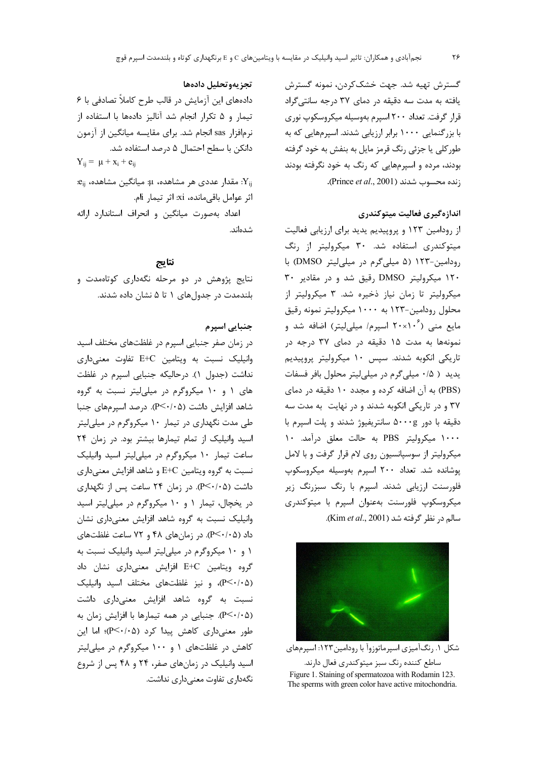گسترش تهیه شد. جهت خشک‌کردن، نمونه گسترش یافته به مدت سه دقیقه در دمای ۳۷ درجه سانتی‌گراد قرار گرفت. تعداد ۲۰۰ اسپرم بوسیله میکروسکوپ نوری با بزرگنمایی ۱۰۰۰ برابر ارزیابی شدند. اسپرم‌هایی که به طورکلی یا جزئی رنگ قرمز مایل به بنفش به خود گرفته بودند، مرده و اسپرم‌هایی که رنگ به خود نگرفته بودند زنده محسوب شدند (Prince *et al*., 2001).

### اندازه‌گیری فعالیت میتوکندری

از رودامین ۱۲۳ و پروپیدیم یدید برای ارزیابی فعالیت میتوکندری استفاده شد. ۳۰ میکرولیتر از رنگ رودامین-۱۲۳ (۵ میلی‌گرم در میلی‌لیتر DMSO) با ۱۲۰ میکرولیتر DMSO رقیق شد و در مقادیر ۳۰ میکرولیتر تا زمان نیاز ذخیره شد. ۳ میکرولیتر از محلول رودامین-۱۲۳ به ۱۰۰۰ میکرولیتر نمونه رقیق مایع منی ($۲۰\times۱۰^{۶}$ اسپرم/ میلی‌لیتر) اضافه شد و نمونه‌ها به مدت ۱۵ دقیقه در دمای ۳۷ درجه در تاریکی انکوبه شدند. سپس ۱۰ میکرولیتر پروپیدیم یدید (۰/۵ میلی‌گرم در میلی‌لیتر محلول بافر فسفات (PBS) به آن اضافه کرده و مجدد ۱۰ دقیقه در دمای ۳۷ و در تاریکی انکوبه شدند و در نهایت به مدت سه دقیقه با دور ۵۰۰۰g سانتریفیوژ شدند و پلت اسپرم با ۱۰۰۰ میکرولیتر PBS به حالت معلق درآمد. ۱۰ میکرولیتر از سوسپانسیون روی لام قرار گرفت و با لامل پوشانده شد. تعداد ۲۰۰ اسپرم بوسیله میکروسکوپ فلورسنت ارزیابی شدند. اسپرم با رنگ سبزرنگ زیر میکروسکوپ فلورسنت به‌عنوان اسپرم با میتوکندری سالم در نظر گرفته شد (Kim *et al*., 2001).

شکل ۱. رنگ‌آمیزی اسپرماتوزوآ با رودامین۱۲۳: اسپرم‌های ساطع کننده رنگ سبز میتوکندری فعال دارند.

Figure 1. Staining of spermatozoa with Rodamin 123. The sperms with green color have active mitochondria.

### تجزیه‌وتحلیل داده‌ها

داده‌های این آزمایش در قالب طرح کاملاً تصادفی با ۶ تیمار و ۵ تکرار انجام شد آنالیز داده‌ها با استفاده از نرم‌افزار sas انجام شد. برای مقایسه میانگین از آزمون دانکن با سطح احتمال ۵ درصد استفاده شد.

$$Y_{ij} = \mu + x_i + e_{ij}$$

$Y_{ij}$: مقدار عددی هر مشاهده، $\mu$: میانگین مشاهده، $e_{ij}$: اثر عوامل باقی‌مانده، $x_i$: اثر تیمار $i$ام.

اعداد به‌صورت میانگین و انحراف استاندارد ارائه شده‌اند.

## نتایج

نتایج پژوهش در دو مرحله نگهداری کوتاه‌مدت و بلندمدت در جدول‌های ۱ تا ۵ نشان داده شدند.

### جنبایی اسپرم

در زمان صفر جنبایی اسپرم در غلظت‌های مختلف اسید وانیلیک نسبت به ویتامین E+C تفاوت معنی‌داری نداشت (جدول ۱). درحالیکه جنبایی اسپرم در غلظت های ۱ و ۱۰ میکروگرم در میلی‌لیتر نسبت به گروه شاهد افزایش داشت ($P<0/05$). درصد اسپرم‌های جنبا طی مدت نگهداری در تیمار ۱۰ میکروگرم در میلی‌لیتر اسید وانیلیک از تمام تیمارها بیشتر بود. در زمان ۲۴ ساعت تیمار ۱۰ میکروگرم در میلی‌لیتر اسید وانیلیک نسبت به گروه ویتامین E+C و شاهد افزایش معنی‌داری داشت ($P<0/05$). در زمان ۲۴ ساعت پس از نگهداری در یخچال، تیمار ۱ و ۱۰ میکروگرم در میلی‌لیتر اسید وانیلیک نسبت به گروه شاهد افزایش معنی‌داری نشان داد ($P<0/05$). در زمان‌های ۴۸ و ۷۲ ساعت غلظت‌های ۱ و ۱۰ میکروگرم در میلی‌لیتر اسید وانیلیک نسبت به گروه ویتامین E+C افزایش معنی‌داری نشان داد ($P<0/05$)، و نیز غلظت‌های مختلف اسید وانیلیک نسبت به گروه شاهد افزایش معنی‌داری داشت ($P<0/05$). جنبایی در همه تیمارها با افزایش زمان به طور معنی‌داری کاهش پیدا کرد ($P<0/05$)؛ اما این کاهش در غلظت‌های ۱ و ۱۰۰ میکروگرم در میلی‌لیتر اسید وانیلیک در زمان‌های صفر، ۲۴ و ۴۸ پس از شروع نگه‌داری تفاوت معنی‌داری نداشت.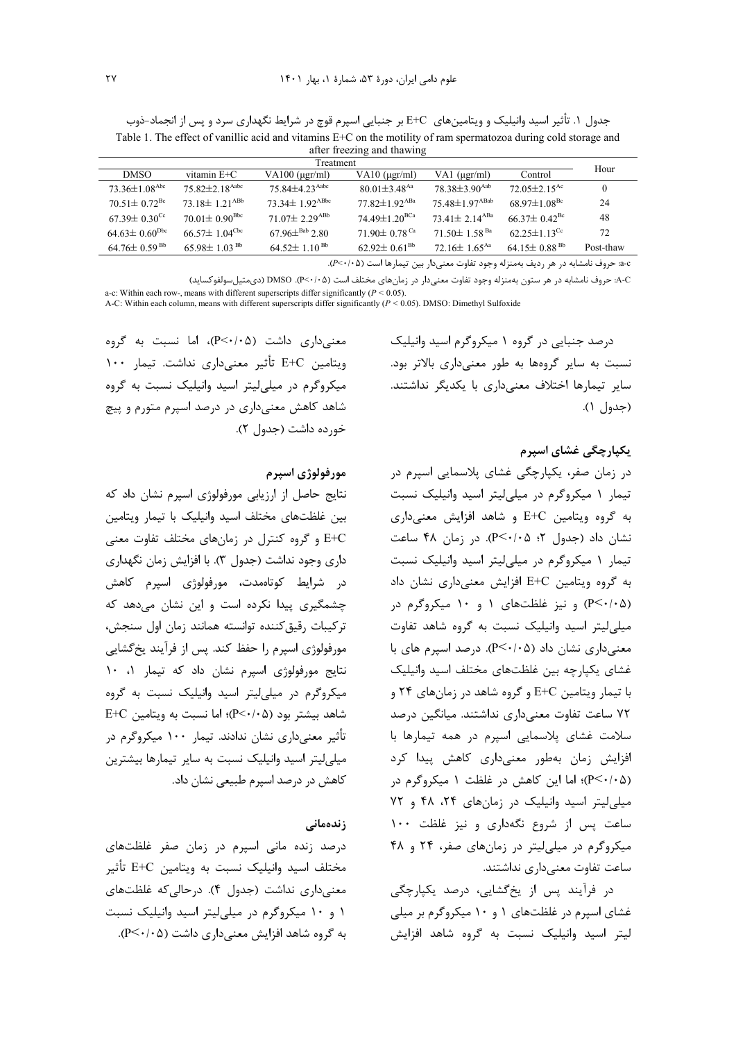جدول ۱. تأثیر اسید وانیلیک و ویتامین‌های E+C بر جنبایی اسپرم قوچ در شرایط نگهداری سرد و پس از انجماد-ذوب

Table 1. The effect of vanillic acid and vitamins E+C on the motility of ram spermatozoa during cold storage and after freezing and thawing

| Treatment | | | | | | Hour |
|---|---|---|---|---|---|---|
| DMSO | vitamin E+C | VA100 (µgr/ml) | VA10 (µgr/ml) | VA1 (µgr/ml) | Control | |
| 73.36±1.08[Abc] | 75.82±2.18[Aabc] | 75.84±4.23[Aabc] | 80.01±3.48[Aa] | 78.38±3.90[Aab] | 72.05±2.15[Ac] | 0 |
| 70.51± 0.72[Bc] | 73.18± 1.21[ABb] | 73.34± 1.92[ABbc] | 77.82±1.92[ABa] | 75.48±1.97[ABab] | 68.97±1.08[Bc] | 24 |
| 67.39± 0.30[Cc] | 70.01± 0.90[Bbc] | 71.07± 2.29[ABb] | 74.49±1.20[BCa] | 73.41± 2.14[ABa] | 66.37± 0.42[Bc] | 48 |
| 64.63± 0.60[Dbc] | 66.57± 1.04[Cbc] | 67.96±[Bab] 2.80 | 71.90± 0.78[Ca] | 71.50± 1.58[Ba] | 62.25±1.13[Cc] | 72 |
| 64.76± 0.59[Bb] | 65.98± 1.03[Bb] | 64.52± 1.10[Bb] | 62.92± 0.61[Bb] | 72.16± 1.65[Aa] | 64.15± 0.88[Bb] | Post-thaw |

a-c: حروف نامشابه در هر ردیف به‌منزله وجود تفاوت معنی‌دار بین تیمارها است ($P<0.05$).

A-C: حروف نامشابه در هر ستون به‌منزله وجود تفاوت معنی‌دار در زمان‌های مختلف است ($P<0.05$). DMSO (دی‌متیل‌سولفوکساید)

a-c: Within each row-, means with different superscripts differ significantly ($P < 0.05$).

A-C: Within each column, means with different superscripts differ significantly ($P < 0.05$). DMSO: Dimethyl Sulfoxide

درصد جنبایی در گروه ۱ میکروگرم اسید وانیلیک نسبت به سایر گروه‌ها به طور معنی‌داری بالاتر بود. سایر تیمارها اختلاف معنی‌داری با یکدیگر نداشتند. (جدول ۱).

### یکپارچگی غشای اسپرم

در زمان صفر، یکپارچگی غشای پلاسمایی اسپرم در تیمار ۱ میکروگرم در میلی‌لیتر اسید وانیلیک نسبت به گروه ویتامین E+C و شاهد افزایش معنی‌داری نشان داد (جدول ۲؛ $P<0.05$). در زمان ۴۸ ساعت تیمار ۱ میکروگرم در میلی‌لیتر اسید وانیلیک نسبت به گروه ویتامین E+C افزایش معنی‌داری نشان داد ($P<0.05$) و نیز غلظت‌های ۱ و ۱۰ میکروگرم در میلی‌لیتر اسید وانیلیک نسبت به گروه شاهد تفاوت معنی‌داری نشان داد ($P<0.05$). درصد اسپرم های با غشای یکپارچه بین غلظت‌های مختلف اسید وانیلیک با تیمار ویتامین E+C و گروه شاهد در زمان‌های ۲۴ و ۷۲ ساعت تفاوت معنی‌داری نداشتند. میانگین درصد سلامت غشای پلاسمایی اسپرم در همه تیمارها با افزایش زمان به‌طور معنی‌داری کاهش پیدا کرد ($P<0.05$)؛ اما این کاهش در غلظت ۱ میکروگرم در میلی‌لیتر اسید وانیلیک در زمان‌های ۲۴، ۴۸ و ۷۲ ساعت پس از شروع نگه‌داری و نیز غلظت ۱۰۰ میکروگرم در میلی‌لیتر در زمان‌های صفر، ۲۴ و ۴۸ ساعت تفاوت معنی‌داری نداشتند.

در فرآیند پس از یخ‌گشایی، درصد یکپارچگی غشای اسپرم در غلظت‌های ۱ و ۱۰ میکروگرم بر میلی لیتر اسید وانیلیک نسبت به گروه شاهد افزایش معنی‌داری داشت ($P<0.05$)، اما نسبت به گروه ویتامین E+C تأثیر معنی‌داری نداشت. تیمار ۱۰۰ میکروگرم در میلی‌لیتر اسید وانیلیک نسبت به گروه شاهد کاهش معنی‌داری در درصد اسپرم متورم و پیچ خورده داشت (جدول ۲).

### مورفولوژی اسپرم

نتایج حاصل از ارزیابی مورفولوژی اسپرم نشان داد که بین غلظت‌های مختلف اسید وانیلیک با تیمار ویتامین E+C و گروه کنترل در زمان‌های مختلف تفاوت معنی داری وجود نداشت (جدول ۳). با افزایش زمان نگهداری در شرایط کوتاه‌مدت، مورفولوژی اسپرم کاهش چشمگیری پیدا نکرده است و این نشان می‌دهد که ترکیبات رقیق‌کننده توانسته همانند زمان اول سنجش، مورفولوژی اسپرم را حفظ کند. پس از فرآیند یخ‌گشایی نتایج مورفولوژی اسپرم نشان داد که تیمار ۱، ۱۰ میکروگرم در میلی‌لیتر اسید وانیلیک نسبت به گروه شاهد بیشتر بود ($P<0.05$)؛ اما نسبت به ویتامین E+C تأثیر معنی‌داری نشان ندادند. تیمار ۱۰۰ میکروگرم در میلی‌لیتر اسید وانیلیک نسبت به سایر تیمارها بیشترین کاهش در درصد اسپرم طبیعی نشان داد.

### زنده‌مانی

درصد زنده مانی اسپرم در زمان صفر غلظت‌های مختلف اسید وانیلیک نسبت به ویتامین E+C تأثیر معنی‌داری نداشت (جدول ۴). درحالی‌که غلظت‌های ۱ و ۱۰ میکروگرم در میلی‌لیتر اسید وانیلیک نسبت به گروه شاهد افزایش معنی‌داری داشت ($P<0.05$).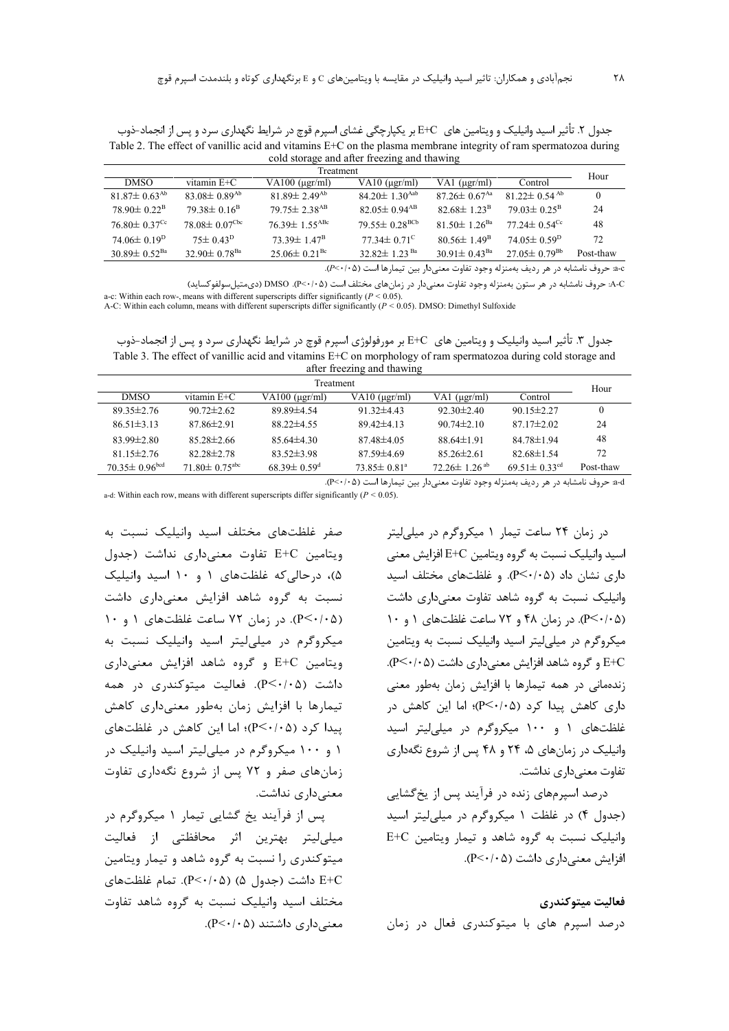جدول ۲. تأثیر اسید وانیلیک و ویتامین های E+C بر یکپارچگی غشای اسپرم قوچ در شرایط نگهداری سرد و پس از انجماد-ذوب

Table 2. The effect of vanillic acid and vitamins E+C on the plasma membrane integrity of ram spermatozoa during cold storage and after freezing and thawing

| Treatment | | | | | | Hour |
|---|---|---|---|---|---|---|
| DMSO | vitamin E+C | VA100 (µgr/ml) | VA10 (µgr/ml) | VA1 (µgr/ml) | Control | |
| $81.87\pm 0.63^{Ab}$ | $83.08\pm 0.89^{Ab}$ | $81.89\pm 2.49^{Ab}$ | $84.20\pm 1.30^{Aab}$ | $87.26\pm 0.67^{Aa}$ | $81.22\pm 0.54^{Ab}$ | 0 |
| $78.90\pm 0.22^{B}$ | $79.38\pm 0.16^{B}$ | $79.75\pm 2.38^{AB}$ | $82.05\pm 0.94^{AB}$ | $82.68\pm 1.23^{B}$ | $79.03\pm 0.25^{B}$ | 24 |
| $76.80\pm 0.37^{Cc}$ | $78.08\pm 0.07^{Cbc}$ | $76.39\pm 1.55^{ABc}$ | $79.55\pm 0.28^{BCb}$ | $81.50\pm 1.26^{Ba}$ | $77.24\pm 0.54^{Cc}$ | 48 |
| $74.06\pm 0.19^{D}$ | $75\pm 0.43^{D}$ | $73.39\pm 1.47^{B}$ | $77.34\pm 0.71^{C}$ | $80.56\pm 1.49^{B}$ | $74.05\pm 0.59^{D}$ | 72 |
| $30.89\pm 0.52^{Ba}$ | $32.90\pm 0.78^{Ba}$ | $25.06\pm 0.21^{Bc}$ | $32.82\pm 1.23^{Ba}$ | $30.91\pm 0.43^{Ba}$ | $27.05\pm 0.79^{Bb}$ | Post-thaw |

a-c: حروف نامشابه در هر ردیف به‌منزله وجود تفاوت معنی‌دار بین تیمارها است ($P<0.05$).

A-C: حروف نامشابه در هر ستون به‌منزله وجود تفاوت معنی‌دار در زمان‌های مختلف است ($P<0.05$). DMSO (دی‌متیل‌سولفوکساید)

a-c: Within each row-, means with different superscripts differ significantly ($P < 0.05$).
A-C: Within each column, means with different superscripts differ significantly ($P < 0.05$). DMSO: Dimethyl Sulfoxide

جدول ۳. تأثیر اسید وانیلیک و ویتامین های E+C بر مورفولوژی اسپرم قوچ در شرایط نگهداری سرد و پس از انجماد-ذوب

Table 3. The effect of vanillic acid and vitamins E+C on morphology of ram spermatozoa during cold storage and after freezing and thawing

| Treatment | | | | | | Hour |
|---|---|---|---|---|---|---|
| DMSO | vitamin E+C | VA100 (µgr/ml) | VA10 (µgr/ml) | VA1 (µgr/ml) | Control | |
| $89.35\pm2.76$ | $90.72\pm2.62$ | $89.89\pm4.54$ | $91.32\pm4.43$ | $92.30\pm2.40$ | $90.15\pm2.27$ | 0 |
| $86.51\pm3.13$ | $87.86\pm2.91$ | $88.22\pm4.55$ | $89.42\pm4.13$ | $90.74\pm2.10$ | $87.17\pm2.02$ | 24 |
| $83.99\pm2.80$ | $85.28\pm2.66$ | $85.64\pm4.30$ | $87.48\pm4.05$ | $88.64\pm1.91$ | $84.78\pm1.94$ | 48 |
| $81.15\pm2.76$ | $82.28\pm2.78$ | $83.52\pm3.98$ | $87.59\pm4.69$ | $85.26\pm2.61$ | $82.68\pm1.54$ | 72 |
| $70.35\pm 0.96^{bcd}$ | $71.80\pm 0.75^{abc}$ | $68.39\pm 0.59^{d}$ | $73.85\pm 0.81^{a}$ | $72.26\pm 1.26^{ab}$ | $69.51\pm 0.33^{cd}$ | Post-thaw |

a-d: حروف نامشابه در هر ردیف به‌منزله وجود تفاوت معنی‌دار بین تیمارها است ($P<0.05$).

a-d: Within each row, means with different superscripts differ significantly ($P < 0.05$).

در زمان ۲۴ ساعت تیمار ۱ میکروگرم در میلی‌لیتر اسید وانیلیک نسبت به گروه ویتامین E+C افزایش معنی داری نشان داد ($P<0.05$). و غلظت‌های مختلف اسید وانیلیک نسبت به گروه شاهد تفاوت معنی‌داری داشت ($P<0.05$). در زمان ۴۸ و ۷۲ ساعت غلظت‌های ۱ و ۱۰ میکروگرم در میلی‌لیتر اسید وانیلیک نسبت به ویتامین E+C و گروه شاهد افزایش معنی‌داری داشت ($P<0.05$). زنده‌مانی در همه تیمارها با افزایش زمان به‌طور معنی داری کاهش پیدا کرد ($P<0.05$)؛ اما این کاهش در غلظت‌های ۱ و ۱۰۰ میکروگرم در میلی‌لیتر اسید وانیلیک در زمان‌های ۵، ۲۴ و ۴۸ پس از شروع نگه‌داری تفاوت معنی‌داری نداشت.

درصد اسپرم‌های زنده در فرآیند پس از یخ‌گشایی (جدول ۴) در غلظت ۱ میکروگرم در میلی‌لیتر اسید وانیلیک نسبت به گروه شاهد و تیمار ویتامین E+C افزایش معنی‌داری داشت ($P<0.05$).

### فعالیت میتوکندری

درصد اسپرم های با میتوکندری فعال در زمان صفر غلظت‌های مختلف اسید وانیلیک نسبت به ویتامین E+C تفاوت معنی‌داری نداشت (جدول ۵)، درحالی‌که غلظت‌های ۱ و ۱۰ اسید وانیلیک نسبت به گروه شاهد افزایش معنی‌داری داشت ($P<0.05$). در زمان ۷۲ ساعت غلظت‌های ۱ و ۱۰ میکروگرم در میلی‌لیتر اسید وانیلیک نسبت به ویتامین E+C و گروه شاهد افزایش معنی‌داری داشت ($P<0.05$). فعالیت میتوکندری در همه تیمارها با افزایش زمان به‌طور معنی‌داری کاهش پیدا کرد ($P<0.05$)؛ اما این کاهش در غلظت‌های ۱ و ۱۰۰ میکروگرم در میلی‌لیتر اسید وانیلیک در زمان‌های صفر و ۷۲ پس از شروع نگه‌داری تفاوت معنی‌داری نداشت.

پس از فرآیند یخ گشایی تیمار ۱ میکروگرم در میلی‌لیتر بهترین اثر محافظتی از فعالیت میتوکندری را نسبت به گروه شاهد و تیمار ویتامین E+C داشت (جدول ۵) ($P<0.05$). تمام غلظت‌های مختلف اسید وانیلیک نسبت به گروه شاهد تفاوت معنی‌داری داشتند ($P<0.05$).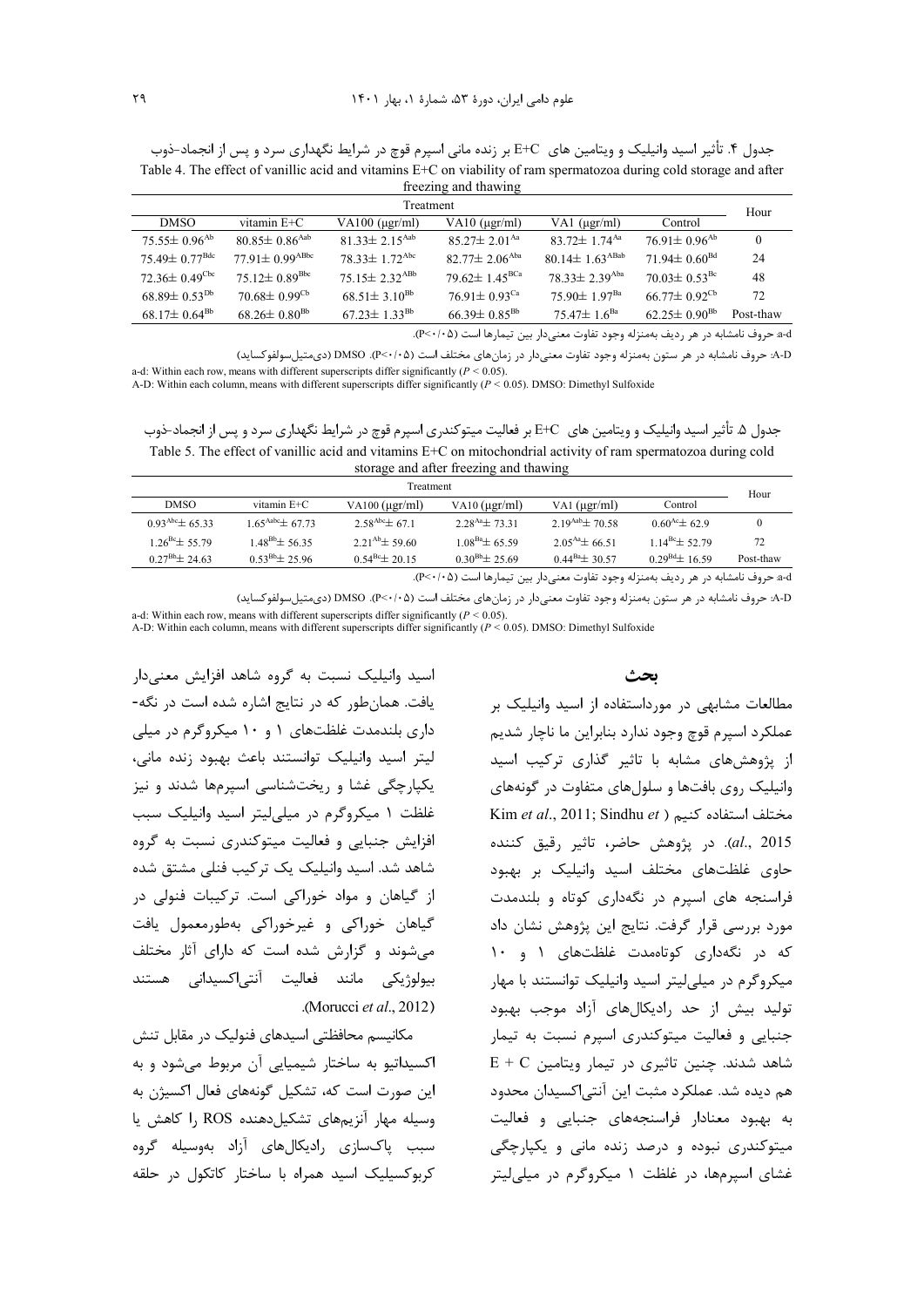جدول ۴. تأثیر اسید وانیلیک و ویتامین های E+C بر زنده مانی اسپرم قوچ در شرایط نگهداری سرد و پس از انجماد-ذوب

Table 4. The effect of vanillic acid and vitamins E+C on viability of ram spermatozoa during cold storage and after freezing and thawing

| Treatment | | | | | | Hour |
|---|---|---|---|---|---|---|
| DMSO | vitamin E+C | VA100 (µgr/ml) | VA10 (µgr/ml) | VA1 (µgr/ml) | Control | |
| 75.55± 0.96[Ab] | 80.85± 0.86[Aab] | 81.33± 2.15[Aab] | 85.27± 2.01[Aa] | 83.72± 1.74[Aa] | 76.91± 0.96[Ab] | 0 |
| 75.49± 0.77[Bdc] | 77.91± 0.99[ABbc] | 78.33± 1.72[Abc] | 82.77± 2.06[Aba] | 80.14± 1.63[ABab] | 71.94± 0.60[Bd] | 24 |
| 72.36± 0.49[Cbc] | 75.12± 0.89[Bbc] | 75.15± 2.32[ABb] | 79.62± 1.45[BCa] | 78.33± 2.39[Aba] | 70.03± 0.53[Bc] | 48 |
| 68.89± 0.53[Db] | 70.68± 0.99[Cb] | 68.51± 3.10[Bb] | 76.91± 0.93[Ca] | 75.90± 1.97[Ba] | 66.77± 0.92[Cb] | 72 |
| 68.17± 0.64[Bb] | 68.26± 0.80[Bb] | 67.23± 1.33[Bb] | 66.39± 0.85[Bb] | 75.47± 1.6[Ba] | 62.25± 0.90[Bb] | Post-thaw |

a-d: حروف نامشابه در هر ردیف به‌منزله وجود تفاوت معنی‌دار بین تیمارها است (P<۰/۰۵).

A-D: حروف نامشابه در هر ستون به‌منزله وجود تفاوت معنی‌دار در زمان‌های مختلف است (P<۰/۰۵). DMSO (دی‌متیل‌سولفوکساید)

a-d: Within each row, means with different superscripts differ significantly ($P < 0.05$).
A-D: Within each column, means with different superscripts differ significantly ($P < 0.05$). DMSO: Dimethyl Sulfoxide

جدول ۵. تأثیر اسید وانیلیک و ویتامین های E+C بر فعالیت میتوکندری اسپرم قوچ در شرایط نگهداری سرد و پس از انجماد-ذوب

Table 5. The effect of vanillic acid and vitamins E+C on mitochondrial activity of ram spermatozoa during cold storage and after freezing and thawing

| Treatment | | | | | | Hour |
|---|---|---|---|---|---|---|
| DMSO | vitamin E+C | VA100 (µgr/ml) | VA10 (µgr/ml) | VA1 (µgr/ml) | Control | |
| 0.93[Abc]± 65.33 | 1.65[Aabc]± 67.73 | 2.58[Abc]± 67.1 | 2.28[Aa]± 73.31 | 2.19[Aab]± 70.58 | 0.60[Ac]± 62.9 | 0 |
| 1.26[Bc]± 55.79 | 1.48[Bb]± 56.35 | 2.21[Ab]± 59.60 | 1.08[Ba]± 65.59 | 2.05[Aa]± 66.51 | 1.14[Bc]± 52.79 | 72 |
| 0.27[Bb]± 24.63 | 0.53[Bb]± 25.96 | 0.54[Bc]± 20.15 | 0.30[Bb]± 25.69 | 0.44[Ba]± 30.57 | 0.29[Bd]± 16.59 | Post-thaw |

a-d: حروف نامشابه در هر ردیف به‌منزله وجود تفاوت معنی‌دار بین تیمارها است (P<۰/۰۵).

A-D: حروف نامشابه در هر ستون به‌منزله وجود تفاوت معنی‌دار در زمان‌های مختلف است (P<۰/۰۵). DMSO (دی‌متیل‌سولفوکساید)

a-d: Within each row, means with different superscripts differ significantly ($P < 0.05$).
A-D: Within each column, means with different superscripts differ significantly ($P < 0.05$). DMSO: Dimethyl Sulfoxide

## بحث

مطالعات مشابهی در مورداستفاده از اسید وانیلیک بر عملکرد اسپرم قوچ وجود ندارد بنابراین ما ناچار شدیم از پژوهش‌های مشابه با تاثیر گذاری ترکیب اسید وانیلیک روی بافت‌ها و سلول‌های متفاوت در گونه‌های مختلف استفاده کنیم (Kim *et al*., 2011; Sindhu *et al*., 2015). در پژوهش حاضر، تاثیر رقیق کننده حاوی غلظت‌های مختلف اسید وانیلیک بر بهبود فراسنجه های اسپرم در نگه‌داری کوتاه و بلندمدت مورد بررسی قرار گرفت. نتایج این پژوهش نشان داد که در نگه‌داری کوتاه‌مدت غلظت‌های ۱ و ۱۰ میکروگرم در میلی‌لیتر اسید وانیلیک توانستند با مهار تولید بیش از حد رادیکال‌های آزاد موجب بهبود جنبایی و فعالیت میتوکندری اسپرم نسبت به تیمار شاهد شدند. چنین تاثیری در تیمار ویتامین E + C هم دیده شد. عملکرد مثبت این آنتی‌اکسیدان محدود به بهبود معنادار فراسنجه‌های جنبایی و فعالیت میتوکندری نبوده و درصد زنده مانی و یکپارچگی غشای اسپرم‌ها، در غلظت ۱ میکروگرم در میلی‌لیتر اسید وانیلیک نسبت به گروه شاهد افزایش معنی‌دار یافت. همان‌طور که در نتایج اشاره شده است در نگه‌داری بلندمدت غلظت‌های ۱ و ۱۰ میکروگرم در میلی لیتر اسید وانیلیک توانستند باعث بهبود زنده مانی، یکپارچگی غشا و ریخت‌شناسی اسپرم‌ها شدند و نیز غلظت ۱ میکروگرم در میلی‌لیتر اسید وانیلیک سبب افزایش جنبایی و فعالیت میتوکندری نسبت به گروه شاهد شد. اسید وانیلیک یک ترکیب فنلی مشتق شده از گیاهان و مواد خوراکی است. ترکیبات فنولی در گیاهان خوراکی و غیرخوراکی به‌طورمعمول یافت می‌شوند و گزارش شده است که دارای آثار مختلف بیولوژیکی مانند فعالیت آنتی‌اکسیدانی هستند (Morucci *et al*., 2012).

مکانیسم محافظتی اسیدهای فنولیک در مقابل تنش اکسیداتیو به ساختار شیمیایی آن مربوط می‌شود و به این صورت است که، تشکیل گونه‌های فعال اکسیژن به وسیله مهار آنزیم‌های تشکیل‌دهنده ROS را کاهش یا سبب پاکسازی رادیکال‌های آزاد به‌وسیله گروه کربوکسیلیک اسید همراه با ساختار کاتکول در حلقه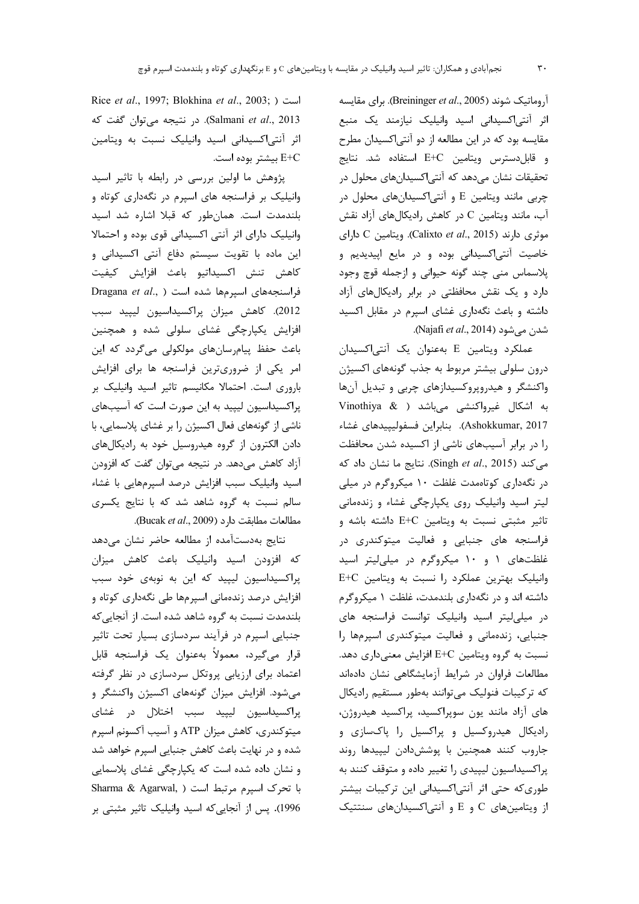آروماتیک شوند (Breininger *et al*., 2005). برای مقایسه اثر آنتی‌اکسیدانی اسید وانیلیک نیازمند یک منبع مقایسه بود که در این مطالعه از دو آنتی‌اکسیدان مطرح و قابل‌دسترس ویتامین E+C استفاده شد. نتایج تحقیقات نشان می‌دهد که آنتی‌اکسیدان‌های محلول در چربی مانند ویتامین E و آنتی‌اکسیدان‌های محلول در آب، مانند ویتامین C در کاهش رادیکال‌های آزاد نقش موثری دارند (Calixto *et al*., 2015). ویتامین C دارای خاصیت آنتی‌اکسیدانی بوده و در مایع اپیدیدیم و پلاسماس منی چند گونه حیوانی و ازجمله قوچ وجود دارد و یک نقش محافظتی در برابر رادیکال‌های آزاد داشته و باعث نگه‌داری غشای اسپرم در مقابل اکسید شدن می‌شود (Najafi *et al*., 2014).

عملکرد ویتامین E به‌عنوان یک آنتی‌اکسیدان درون سلولی بیشتر مربوط به جذب گونه‌های اکسیژن واکنشگر و هیدروپروکسیدازهای چربی و تبدیل آن‌ها به اشکال غیرواکنشی می‌باشد ( Vinothiya & Ashokkumar, 2017). بنابراین فسفولیپیدهای غشاء را در برابر آسیب‌های ناشی از اکسیده شدن محافظت می‌کند (Singh *et al*., 2015). نتایج ما نشان داد که در نگه‌داری کوتاه‌مدت غلظت ۱۰ میکروگرم در میلی لیتر اسید وانیلیک روی یکپارچگی غشاء و زنده‌مانی تاثیر مثبتی نسبت به ویتامین E+C داشته باشه و فراسنجه های جنبایی و فعالیت میتوکندری در غلظت‌های ۱ و ۱۰ میکروگرم در میلی‌لیتر اسید وانیلیک بهترین عملکرد را نسبت به ویتامین E+C داشته اند و در نگه‌داری بلندمدت، غلظت ۱ میکروگرم در میلی‌لیتر اسید وانیلیک توانست فراسنجه های جنبایی، زنده‌مانی و فعالیت میتوکندری اسپرم‌ها را نسبت به گروه ویتامین E+C افزایش معنی‌داری دهد. مطالعات فراوان در شرایط آزمایشگاهی نشان داده‌اند که ترکیبات فنولیک می‌توانند به‌طور مستقیم رادیکال های آزاد مانند یون سوپراکسید، پراکسید هیدروژن، رادیکال هیدروکسیل و پراکسیل را پاک‌سازی و جاروب کنند همچنین با پوشش‌دادن لیپیدها روند پراکسیداسیون لیپیدی را تغییر داده و متوقف کنند به طوری‌که حتی اثر آنتی‌اکسیدانی این ترکیبات بیشتر از ویتامین‌های C و E و آنتی‌اکسیدان‌های سنتتیک است (Rice *et al*., 1997; Blokhina *et al*., 2003; Salmani *et al*., 2013). در نتیجه می‌توان گفت که اثر آنتی‌اکسیدانی اسید وانیلیک نسبت به ویتامین E+C بیشتر بوده است.

پژوهش ما اولین بررسی در رابطه با تاثیر اسید وانیلیک بر فراسنجه های اسپرم در نگه‌داری کوتاه و بلندمدت است. همان‌طور که قبلا اشاره شد اسید وانیلیک دارای اثر آنتی اکسیدانی قوی بوده و احتمالا این ماده با تقویت سیستم دفاع آنتی اکسیدانی و کاهش تنش اکسیداتیو باعث افزایش کیفیت فراسنجه‌های اسپرم‌ها شده است (Dragana *et al*., 2012). کاهش میزان پراکسیداسیون لیپید سبب افزایش یکپارچگی غشای سلولی شده و همچنین باعث حفظ پیام‌رسان‌های مولکولی می‌گردد که این امر یکی از ضروری‌ترین فراسنجه ها برای افزایش باروری است. احتمالا مکانیسم تاثیر اسید وانیلیک بر پراکسیداسیون لیپید به این صورت است که آسیب‌های ناشی از گونه‌های فعال اکسیژن را بر غشای پلاسمایی، با دادن الکترون از گروه هیدروسیل خود به رادیکال‌های آزاد کاهش می‌دهد. در نتیجه می‌توان گفت که افزودن اسید وانیلیک سبب افزایش درصد اسپرم‌هایی با غشاء سالم نسبت به گروه شاهد شد که با نتایج یکسری مطالعات مطابقت دارد (Bucak *et al*., 2009).

نتایج به‌دست‌آمده از مطالعه حاضر نشان می‌دهد که افزودن اسید وانیلیک باعث کاهش میزان پراکسیداسیون لیپید که این به نوبه‌ی خود سبب افزایش درصد زنده‌مانی اسپرم‌ها طی نگه‌داری کوتاه و بلندمدت نسبت به گروه شاهد شده است. از آنجایی‌که جنبایی اسپرم در فرآیند سردسازی بسیار تحت تاثیر قرار می‌گیرد، معمولاً به‌عنوان یک فراسنجه قابل اعتماد برای ارزیابی پروتکل سردسازی در نظر گرفته می‌شود. افزایش میزان گونه‌های اکسیژن واکنشگر و پراکسیداسیون لیپید سبب اختلال در غشای میتوکندری، کاهش میزان ATP و آسیب آکسونم اسپرم شده و در نهایت باعث کاهش جنبایی اسپرم خواهد شد و نشان داده شده است که یکپارچگی غشای پلاسمایی با تحرک اسپرم مرتبط است (Sharma & Agarwal, 1996). پس از آنجایی‌که اسید وانیلیک تاثیر مثبتی بر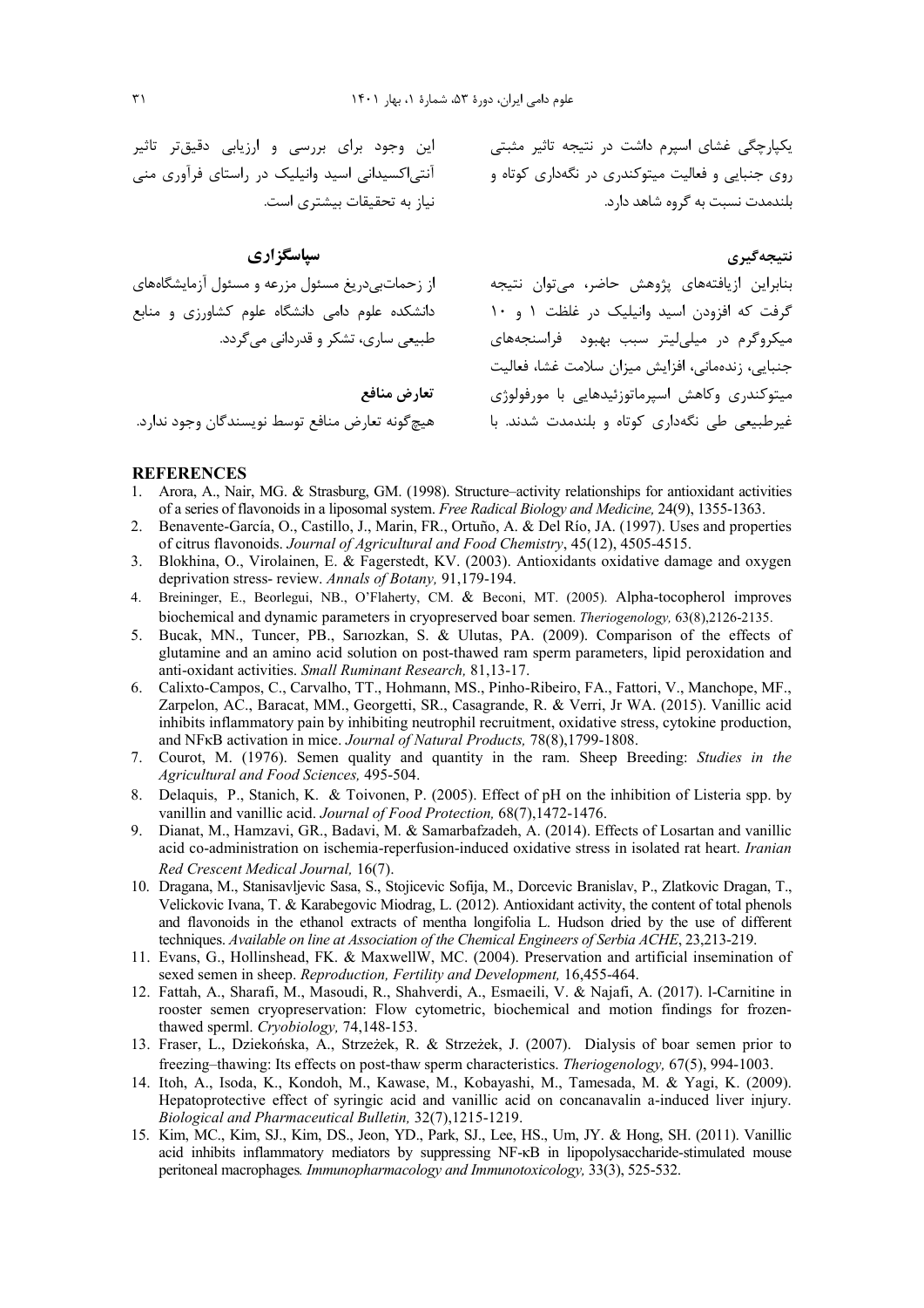یکپارچگی غشای اسپرم داشت در نتیجه تاثیر مثبتی روی جنبایی و فعالیت میتوکندری در نگه‌داری کوتاه و بلندمدت نسبت به گروه شاهد دارد.

## نتیجه‌گیری

بنابراین ازیافته‌های پژوهش حاضر، می‌توان نتیجه گرفت که افزودن اسید وانیلیک در غلظت ۱ و ۱۰ میکروگرم در میلی‌لیتر سبب بهبود فراسنجه‌های جنبایی، زنده‌مانی، افزایش میزان سلامت غشا، فعالیت میتوکندری وکاهش اسپرماتوزئیدهایی با مورفولوژی غیرطبیعی طی نگه‌داری کوتاه و بلندمدت شدند. با این وجود برای بررسی و ارزیابی دقیق‌تر تاثیر آنتی‌اکسیدانی اسید وانیلیک در راستای فرآوری منی نیاز به تحقیقات بیشتری است.

## سپاسگزاری

از زحمات‌بی‌دریغ مسئول مزرعه و مسئول آزمایشگاه‌های دانشکده علوم دامی دانشگاه علوم کشاورزی و منابع طبیعی ساری، تشکر و قدردانی می‌گردد.

## تعارض منافع

هیچ‌گونه تعارض منافع توسط نویسندگان وجود ندارد.

## REFERENCES

1. Arora, A., Nair, MG. & Strasburg, GM. (1998). Structure–activity relationships for antioxidant activities of a series of flavonoids in a liposomal system. *Free Radical Biology and Medicine,* 24(9), 1355-1363.
2. Benavente-García, O., Castillo, J., Marin, FR., Ortuño, A. & Del Río, JA. (1997). Uses and properties of citrus flavonoids. *Journal of Agricultural and Food Chemistry*, 45(12), 4505-4515.
3. Blokhina, O., Virolainen, E. & Fagerstedt, KV. (2003). Antioxidants oxidative damage and oxygen deprivation stress- review. *Annals of Botany,* 91,179-194.
4. Breininger, E., Beorlegui, NB., O'Flaherty, CM. & Beconi, MT. (2005). Alpha-tocopherol improves biochemical and dynamic parameters in cryopreserved boar semen. *Theriogenology,* 63(8),2126-2135.
5. Bucak, MN., Tuncer, PB., Sarıozkan, S. & Ulutas, PA. (2009). Comparison of the effects of glutamine and an amino acid solution on post-thawed ram sperm parameters, lipid peroxidation and anti-oxidant activities. *Small Ruminant Research,* 81,13-17.
6. Calixto-Campos, C., Carvalho, TT., Hohmann, MS., Pinho-Ribeiro, FA., Fattori, V., Manchope, MF., Zarpelon, AC., Baracat, MM., Georgetti, SR., Casagrande, R. & Verri, Jr WA. (2015). Vanillic acid inhibits inflammatory pain by inhibiting neutrophil recruitment, oxidative stress, cytokine production, and NFκB activation in mice. *Journal of Natural Products,* 78(8),1799-1808.
7. Courot, M. (1976). Semen quality and quantity in the ram. Sheep Breeding: *Studies in the Agricultural and Food Sciences,* 495-504.
8. Delaquis, P., Stanich, K. & Toivonen, P. (2005). Effect of pH on the inhibition of Listeria spp. by vanillin and vanillic acid. *Journal of Food Protection,* 68(7),1472-1476.
9. Dianat, M., Hamzavi, GR., Badavi, M. & Samarbafzadeh, A. (2014). Effects of Losartan and vanillic acid co-administration on ischemia-reperfusion-induced oxidative stress in isolated rat heart. *Iranian Red Crescent Medical Journal,* 16(7).
10. Dragana, M., Stanisavljevic Sasa, S., Stojicevic Sofija, M., Dorcevic Branislav, P., Zlatkovic Dragan, T., Velickovic Ivana, T. & Karabegovic Miodrag, L. (2012). Antioxidant activity, the content of total phenols and flavonoids in the ethanol extracts of mentha longifolia L. Hudson dried by the use of different techniques. *Available on line at Association of the Chemical Engineers of Serbia ACHE*, 23,213-219.
11. Evans, G., Hollinshead, FK. & MaxwellW, MC. (2004). Preservation and artificial insemination of sexed semen in sheep. *Reproduction, Fertility and Development,* 16,455-464.
12. Fattah, A., Sharafi, M., Masoudi, R., Shahverdi, A., Esmaeili, V. & Najafi, A. (2017). l-Carnitine in rooster semen cryopreservation: Flow cytometric, biochemical and motion findings for frozen-thawed sperml. *Cryobiology,* 74,148-153.
13. Fraser, L., Dziekońska, A., Strzeżek, R. & Strzeżek, J. (2007). Dialysis of boar semen prior to freezing–thawing: Its effects on post-thaw sperm characteristics. *Theriogenology,* 67(5), 994-1003.
14. Itoh, A., Isoda, K., Kondoh, M., Kawase, M., Kobayashi, M., Tamesada, M. & Yagi, K. (2009). Hepatoprotective effect of syringic acid and vanillic acid on concanavalin a-induced liver injury. *Biological and Pharmaceutical Bulletin,* 32(7),1215-1219.
15. Kim, MC., Kim, SJ., Kim, DS., Jeon, YD., Park, SJ., Lee, HS., Um, JY. & Hong, SH. (2011). Vanillic acid inhibits inflammatory mediators by suppressing NF-κB in lipopolysaccharide-stimulated mouse peritoneal macrophages*. Immunopharmacology and Immunotoxicology,* 33(3), 525-532.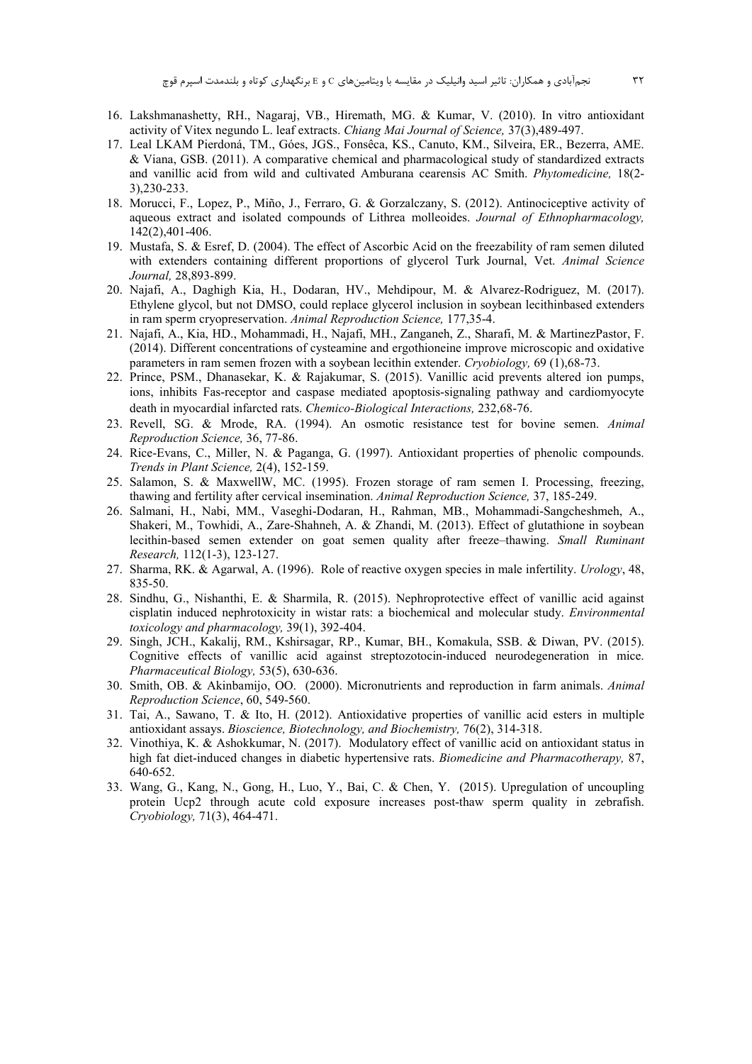16. Lakshmanashetty, RH., Nagaraj, VB., Hiremath, MG. & Kumar, V. (2010). In vitro antioxidant activity of Vitex negundo L. leaf extracts. *Chiang Mai Journal of Science,* 37(3),489-497.
17. Leal LKAM Pierdoná, TM., Góes, JGS., Fonsêca, KS., Canuto, KM., Silveira, ER., Bezerra, AME. & Viana, GSB. (2011). A comparative chemical and pharmacological study of standardized extracts and vanillic acid from wild and cultivated Amburana cearensis AC Smith. *Phytomedicine,* 18(2-3),230-233.
18. Morucci, F., Lopez, P., Miño, J., Ferraro, G. & Gorzalczany, S. (2012). Antinociceptive activity of aqueous extract and isolated compounds of Lithrea molleoides. *Journal of Ethnopharmacology,* 142(2),401-406.
19. Mustafa, S. & Esref, D. (2004). The effect of Ascorbic Acid on the freezability of ram semen diluted with extenders containing different proportions of glycerol Turk Journal, Vet. *Animal Science Journal,* 28,893-899.
20. Najafi, A., Daghigh Kia, H., Dodaran, HV., Mehdipour, M. & Alvarez-Rodriguez, M. (2017). Ethylene glycol, but not DMSO, could replace glycerol inclusion in soybean lecithinbased extenders in ram sperm cryopreservation. *Animal Reproduction Science,* 177,35-4.
21. Najafi, A., Kia, HD., Mohammadi, H., Najafi, MH., Zanganeh, Z., Sharafi, M. & MartinezPastor, F. (2014). Different concentrations of cysteamine and ergothioneine improve microscopic and oxidative parameters in ram semen frozen with a soybean lecithin extender. *Cryobiology,* 69 (1),68-73.
22. Prince, PSM., Dhanasekar, K. & Rajakumar, S. (2015). Vanillic acid prevents altered ion pumps, ions, inhibits Fas-receptor and caspase mediated apoptosis-signaling pathway and cardiomyocyte death in myocardial infarcted rats. *Chemico-Biological Interactions,* 232,68-76.
23. Revell, SG. & Mrode, RA. (1994). An osmotic resistance test for bovine semen. *Animal Reproduction Science,* 36, 77-86.
24. Rice-Evans, C., Miller, N. & Paganga, G. (1997). Antioxidant properties of phenolic compounds. *Trends in Plant Science,* 2(4), 152-159.
25. Salamon, S. & MaxwellW, MC. (1995). Frozen storage of ram semen I. Processing, freezing, thawing and fertility after cervical insemination. *Animal Reproduction Science,* 37, 185-249.
26. Salmani, H., Nabi, MM., Vaseghi-Dodaran, H., Rahman, MB., Mohammadi-Sangcheshmeh, A., Shakeri, M., Towhidi, A., Zare-Shahneh, A. & Zhandi, M. (2013). Effect of glutathione in soybean lecithin-based semen extender on goat semen quality after freeze–thawing. *Small Ruminant Research,* 112(1-3), 123-127.
27. Sharma, RK. & Agarwal, A. (1996). Role of reactive oxygen species in male infertility. *Urology*, 48, 835-50.
28. Sindhu, G., Nishanthi, E. & Sharmila, R. (2015). Nephroprotective effect of vanillic acid against cisplatin induced nephrotoxicity in wistar rats: a biochemical and molecular study. *Environmental toxicology and pharmacology,* 39(1), 392-404.
29. Singh, JCH., Kakalij, RM., Kshirsagar, RP., Kumar, BH., Komakula, SSB. & Diwan, PV. (2015). Cognitive effects of vanillic acid against streptozotocin-induced neurodegeneration in mice. *Pharmaceutical Biology,* 53(5), 630-636.
30. Smith, OB. & Akinbamijo, OO. (2000). Micronutrients and reproduction in farm animals. *Animal Reproduction Science*, 60, 549-560.
31. Tai, A., Sawano, T. & Ito, H. (2012). Antioxidative properties of vanillic acid esters in multiple antioxidant assays. *Bioscience, Biotechnology, and Biochemistry,* 76(2), 314-318.
32. Vinothiya, K. & Ashokkumar, N. (2017). Modulatory effect of vanillic acid on antioxidant status in high fat diet-induced changes in diabetic hypertensive rats. *Biomedicine and Pharmacotherapy,* 87, 640-652.
33. Wang, G., Kang, N., Gong, H., Luo, Y., Bai, C. & Chen, Y. (2015). Upregulation of uncoupling protein Ucp2 through acute cold exposure increases post-thaw sperm quality in zebrafish. *Cryobiology,* 71(3), 464-471.